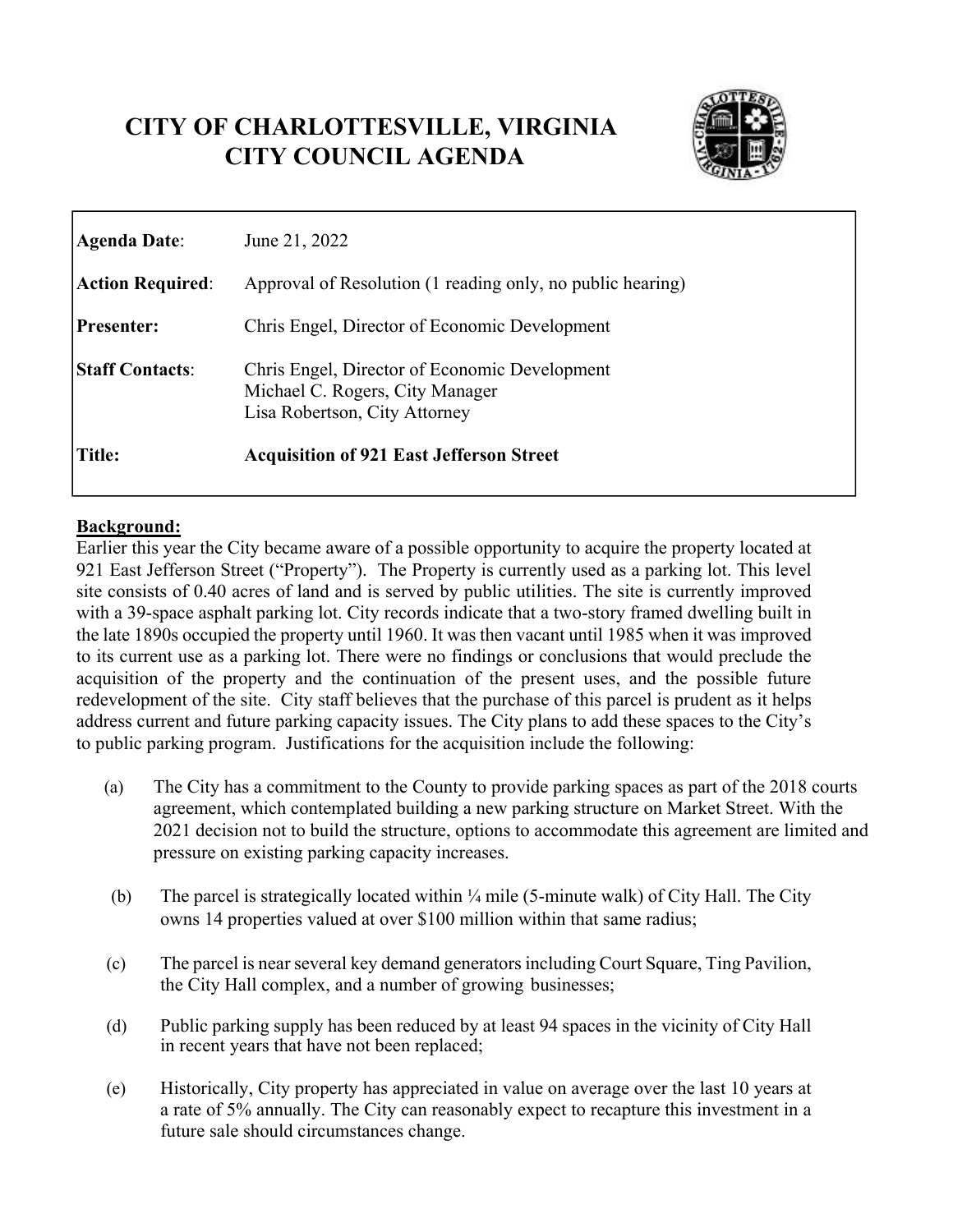# CITY OF CHARLOTTESVILLE, VIRGINIA
# CITY COUNCIL AGENDA

| | |
|---|---|
| **Agenda Date**: | June 21, 2022 |
| **Action Required**: | Approval of Resolution (1 reading only, no public hearing) |
| **Presenter:** | Chris Engel, Director of Economic Development |
| **Staff Contacts**: | Chris Engel, Director of Economic Development<br>Michael C. Rogers, City Manager<br>Lisa Robertson, City Attorney |
| **Title:** | **Acquisition of 921 East Jefferson Street** |

**Background:**

Earlier this year the City became aware of a possible opportunity to acquire the property located at 921 East Jefferson Street ("Property"). The Property is currently used as a parking lot. This level site consists of 0.40 acres of land and is served by public utilities. The site is currently improved with a 39-space asphalt parking lot. City records indicate that a two-story framed dwelling built in the late 1890s occupied the property until 1960. It was then vacant until 1985 when it was improved to its current use as a parking lot. There were no findings or conclusions that would preclude the acquisition of the property and the continuation of the present uses, and the possible future redevelopment of the site. City staff believes that the purchase of this parcel is prudent as it helps address current and future parking capacity issues. The City plans to add these spaces to the City's to public parking program. Justifications for the acquisition include the following:

(a) The City has a commitment to the County to provide parking spaces as part of the 2018 courts agreement, which contemplated building a new parking structure on Market Street. With the 2021 decision not to build the structure, options to accommodate this agreement are limited and pressure on existing parking capacity increases.

(b) The parcel is strategically located within ¼ mile (5-minute walk) of City Hall. The City owns 14 properties valued at over $100 million within that same radius;

(c) The parcel is near several key demand generators including Court Square, Ting Pavilion, the City Hall complex, and a number of growing businesses;

(d) Public parking supply has been reduced by at least 94 spaces in the vicinity of City Hall in recent years that have not been replaced;

(e) Historically, City property has appreciated in value on average over the last 10 years at a rate of 5% annually. The City can reasonably expect to recapture this investment in a future sale should circumstances change.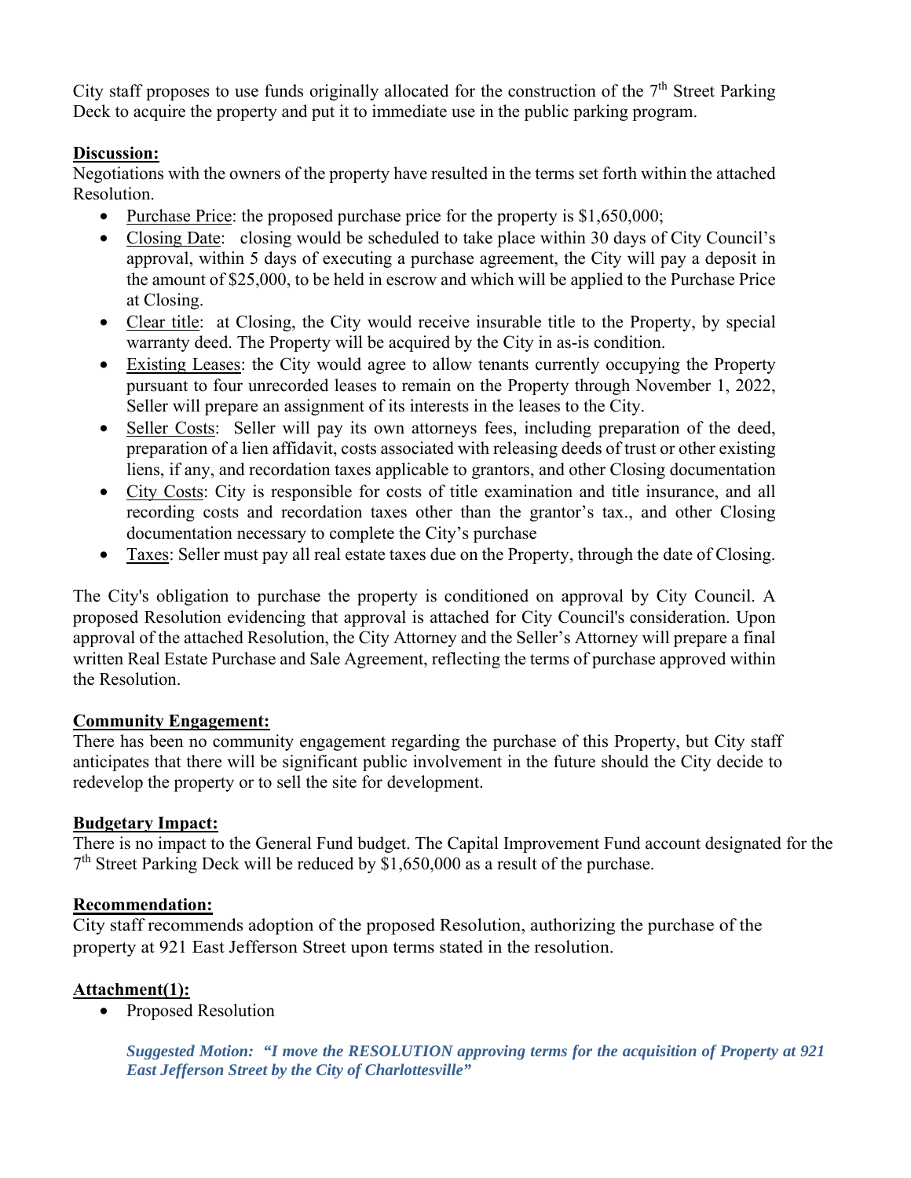City staff proposes to use funds originally allocated for the construction of the 7th Street Parking Deck to acquire the property and put it to immediate use in the public parking program.

**Discussion:**

Negotiations with the owners of the property have resulted in the terms set forth within the attached Resolution.

- Purchase Price: the proposed purchase price for the property is $1,650,000;
- Closing Date: closing would be scheduled to take place within 30 days of City Council's approval, within 5 days of executing a purchase agreement, the City will pay a deposit in the amount of $25,000, to be held in escrow and which will be applied to the Purchase Price at Closing.
- Clear title: at Closing, the City would receive insurable title to the Property, by special warranty deed. The Property will be acquired by the City in as-is condition.
- Existing Leases: the City would agree to allow tenants currently occupying the Property pursuant to four unrecorded leases to remain on the Property through November 1, 2022, Seller will prepare an assignment of its interests in the leases to the City.
- Seller Costs: Seller will pay its own attorneys fees, including preparation of the deed, preparation of a lien affidavit, costs associated with releasing deeds of trust or other existing liens, if any, and recordation taxes applicable to grantors, and other Closing documentation
- City Costs: City is responsible for costs of title examination and title insurance, and all recording costs and recordation taxes other than the grantor's tax., and other Closing documentation necessary to complete the City's purchase
- Taxes: Seller must pay all real estate taxes due on the Property, through the date of Closing.

The City's obligation to purchase the property is conditioned on approval by City Council. A proposed Resolution evidencing that approval is attached for City Council's consideration. Upon approval of the attached Resolution, the City Attorney and the Seller's Attorney will prepare a final written Real Estate Purchase and Sale Agreement, reflecting the terms of purchase approved within the Resolution.

**Community Engagement:**

There has been no community engagement regarding the purchase of this Property, but City staff anticipates that there will be significant public involvement in the future should the City decide to redevelop the property or to sell the site for development.

**Budgetary Impact:**

There is no impact to the General Fund budget. The Capital Improvement Fund account designated for the 7th Street Parking Deck will be reduced by $1,650,000 as a result of the purchase.

**Recommendation:**

City staff recommends adoption of the proposed Resolution, authorizing the purchase of the property at 921 East Jefferson Street upon terms stated in the resolution.

**Attachment(1):**

- Proposed Resolution

> ***Suggested Motion: "I move the RESOLUTION approving terms for the acquisition of Property at 921 East Jefferson Street by the City of Charlottesville"***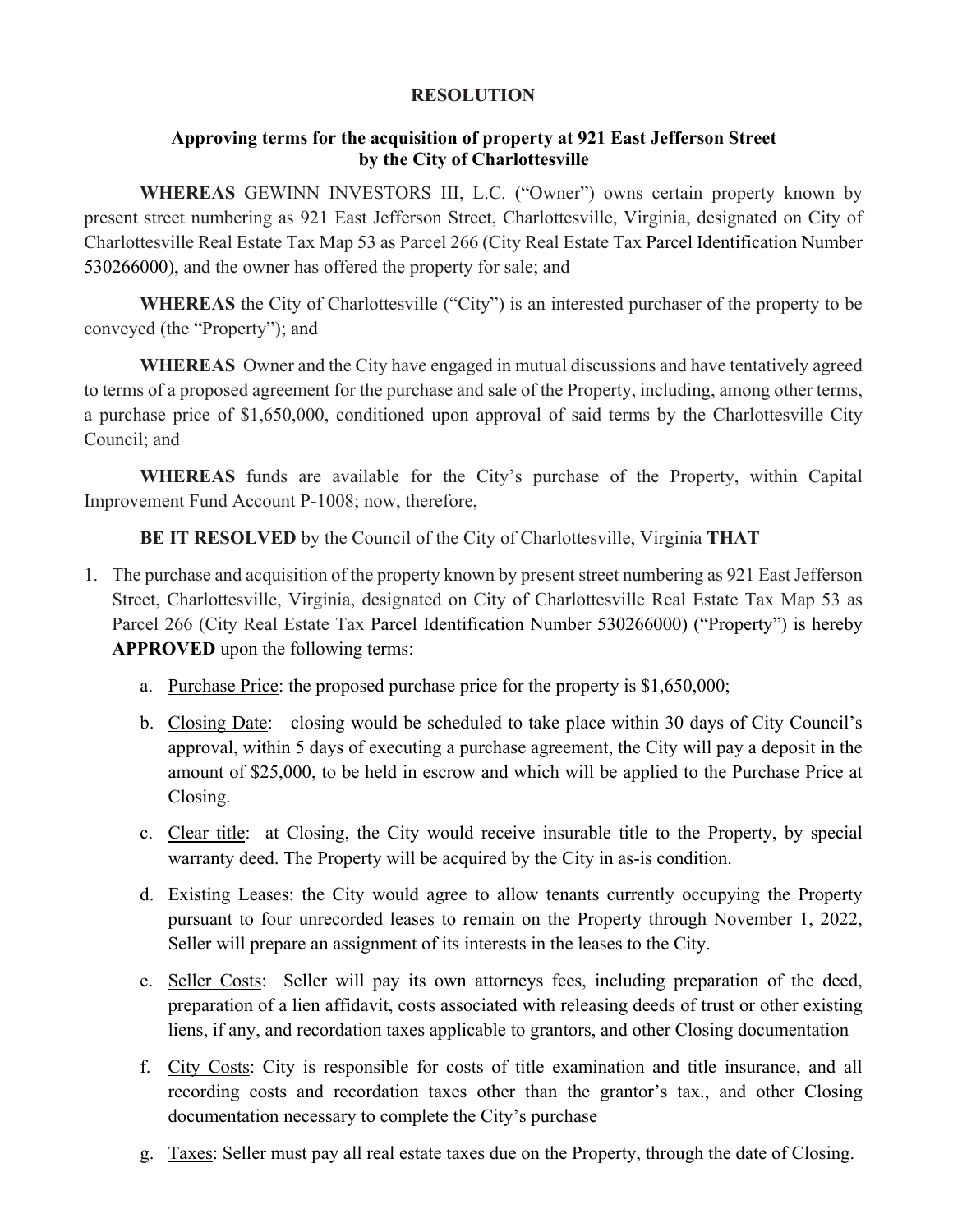**RESOLUTION**

**Approving terms for the acquisition of property at 921 East Jefferson Street by the City of Charlottesville**

**WHEREAS** GEWINN INVESTORS III, L.C. ("Owner") owns certain property known by present street numbering as 921 East Jefferson Street, Charlottesville, Virginia, designated on City of Charlottesville Real Estate Tax Map 53 as Parcel 266 (City Real Estate Tax Parcel Identification Number 530266000), and the owner has offered the property for sale; and

**WHEREAS** the City of Charlottesville ("City") is an interested purchaser of the property to be conveyed (the "Property"); and

**WHEREAS** Owner and the City have engaged in mutual discussions and have tentatively agreed to terms of a proposed agreement for the purchase and sale of the Property, including, among other terms, a purchase price of $1,650,000, conditioned upon approval of said terms by the Charlottesville City Council; and

**WHEREAS** funds are available for the City's purchase of the Property, within Capital Improvement Fund Account P-1008; now, therefore,

**BE IT RESOLVED** by the Council of the City of Charlottesville, Virginia **THAT**

1. The purchase and acquisition of the property known by present street numbering as 921 East Jefferson Street, Charlottesville, Virginia, designated on City of Charlottesville Real Estate Tax Map 53 as Parcel 266 (City Real Estate Tax Parcel Identification Number 530266000) ("Property") is hereby **APPROVED** upon the following terms:

   a. Purchase Price: the proposed purchase price for the property is $1,650,000;

   b. Closing Date: closing would be scheduled to take place within 30 days of City Council's approval, within 5 days of executing a purchase agreement, the City will pay a deposit in the amount of $25,000, to be held in escrow and which will be applied to the Purchase Price at Closing.

   c. Clear title: at Closing, the City would receive insurable title to the Property, by special warranty deed. The Property will be acquired by the City in as-is condition.

   d. Existing Leases: the City would agree to allow tenants currently occupying the Property pursuant to four unrecorded leases to remain on the Property through November 1, 2022, Seller will prepare an assignment of its interests in the leases to the City.

   e. Seller Costs: Seller will pay its own attorneys fees, including preparation of the deed, preparation of a lien affidavit, costs associated with releasing deeds of trust or other existing liens, if any, and recordation taxes applicable to grantors, and other Closing documentation

   f. City Costs: City is responsible for costs of title examination and title insurance, and all recording costs and recordation taxes other than the grantor's tax., and other Closing documentation necessary to complete the City's purchase

   g. Taxes: Seller must pay all real estate taxes due on the Property, through the date of Closing.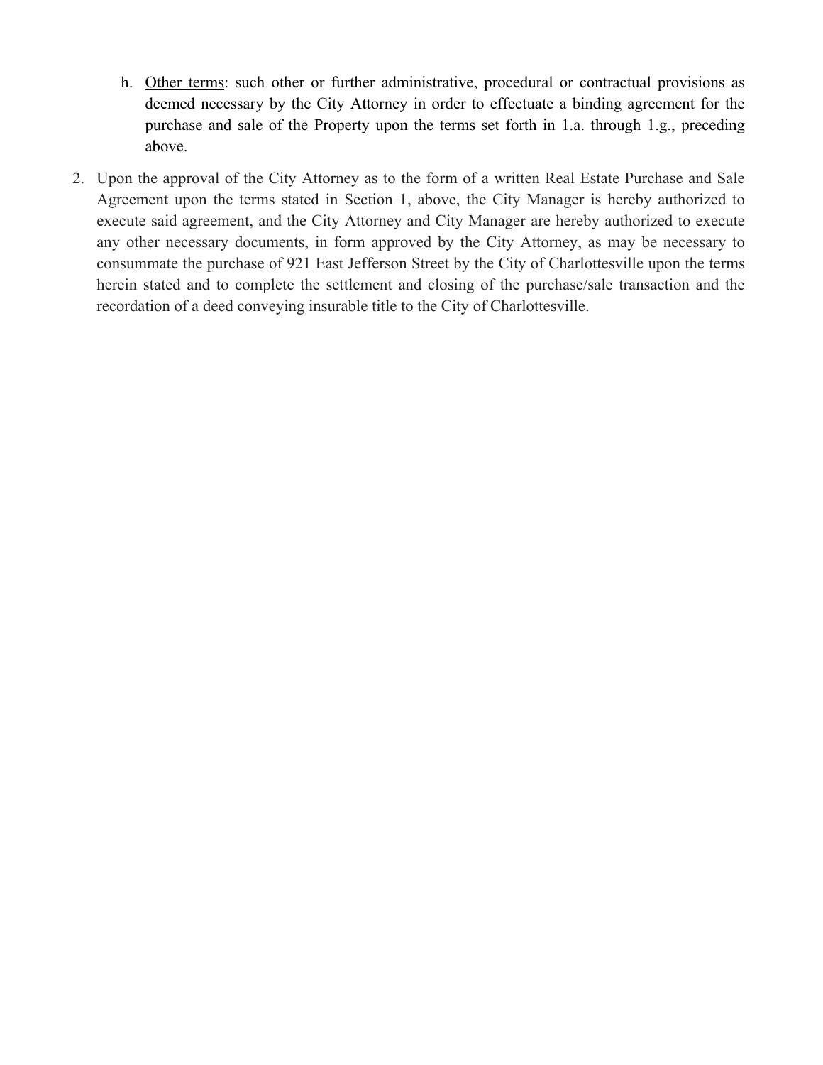h. Other terms: such other or further administrative, procedural or contractual provisions as deemed necessary by the City Attorney in order to effectuate a binding agreement for the purchase and sale of the Property upon the terms set forth in 1.a. through 1.g., preceding above.

2. Upon the approval of the City Attorney as to the form of a written Real Estate Purchase and Sale Agreement upon the terms stated in Section 1, above, the City Manager is hereby authorized to execute said agreement, and the City Attorney and City Manager are hereby authorized to execute any other necessary documents, in form approved by the City Attorney, as may be necessary to consummate the purchase of 921 East Jefferson Street by the City of Charlottesville upon the terms herein stated and to complete the settlement and closing of the purchase/sale transaction and the recordation of a deed conveying insurable title to the City of Charlottesville.